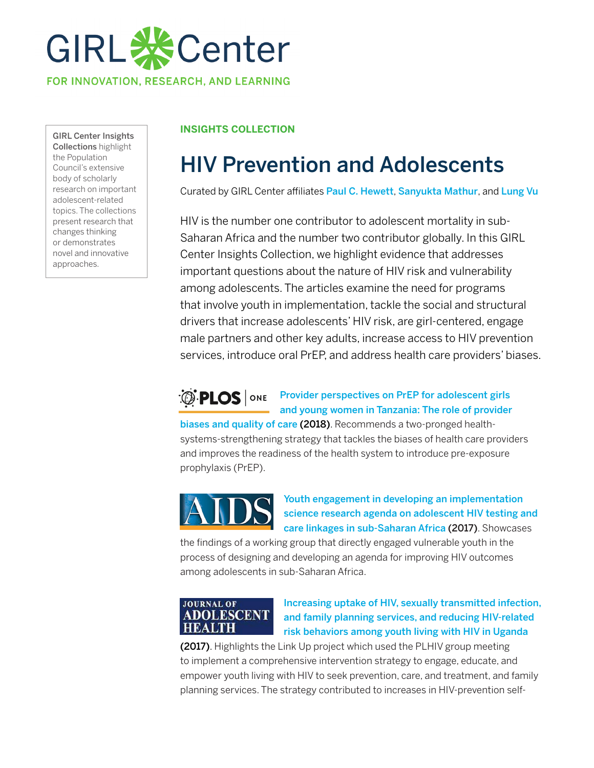# GIRL Center

FOR INNOVATION, RESEARCH, AND LEARNING

**GIRL Center Insights Collections** highlight the Population Council's extensive body of scholarly research on important adolescent-related topics. The collections present research that changes thinking or demonstrates novel and innovative approaches.

**INSIGHTS COLLECTION**

## HIV Prevention and Adolescents

Curated by GIRL Center affiliates Paul C. Hewett, Sanyukta Mathur, and Lung Vu

HIV is the number one contributor to adolescent mortality in sub-Saharan Africa and the number two contributor globally. In this GIRL Center Insights Collection, we highlight evidence that addresses important questions about the nature of HIV risk and vulnerability among adolescents. The articles examine the need for programs that involve youth in implementation, tackle the social and structural drivers that increase adolescents' HIV risk, are girl-centered, engage male partners and other key adults, increase access to HIV prevention services, introduce oral PrEP, and address health care providers' biases.

PLOS ONE

**Provider perspectives on PrEP for adolescent girls and young women in Tanzania: The role of provider biases and quality of care (2018)**. Recommends a two-pronged health-systems-strengthening strategy that tackles the biases of health care providers and improves the readiness of the health system to introduce pre-exposure prophylaxis (PrEP).

AIDS

**Youth engagement in developing an implementation science research agenda on adolescent HIV testing and care linkages in sub-Saharan Africa (2017)**. Showcases the findings of a working group that directly engaged vulnerable youth in the process of designing and developing an agenda for improving HIV outcomes among adolescents in sub-Saharan Africa.

JOURNAL OF ADOLESCENT HEALTH

**Increasing uptake of HIV, sexually transmitted infection, and family planning services, and reducing HIV-related risk behaviors among youth living with HIV in Uganda (2017)**. Highlights the Link Up project which used the PLHIV group meeting to implement a comprehensive intervention strategy to engage, educate, and empower youth living with HIV to seek prevention, care, and treatment, and family planning services. The strategy contributed to increases in HIV-prevention self-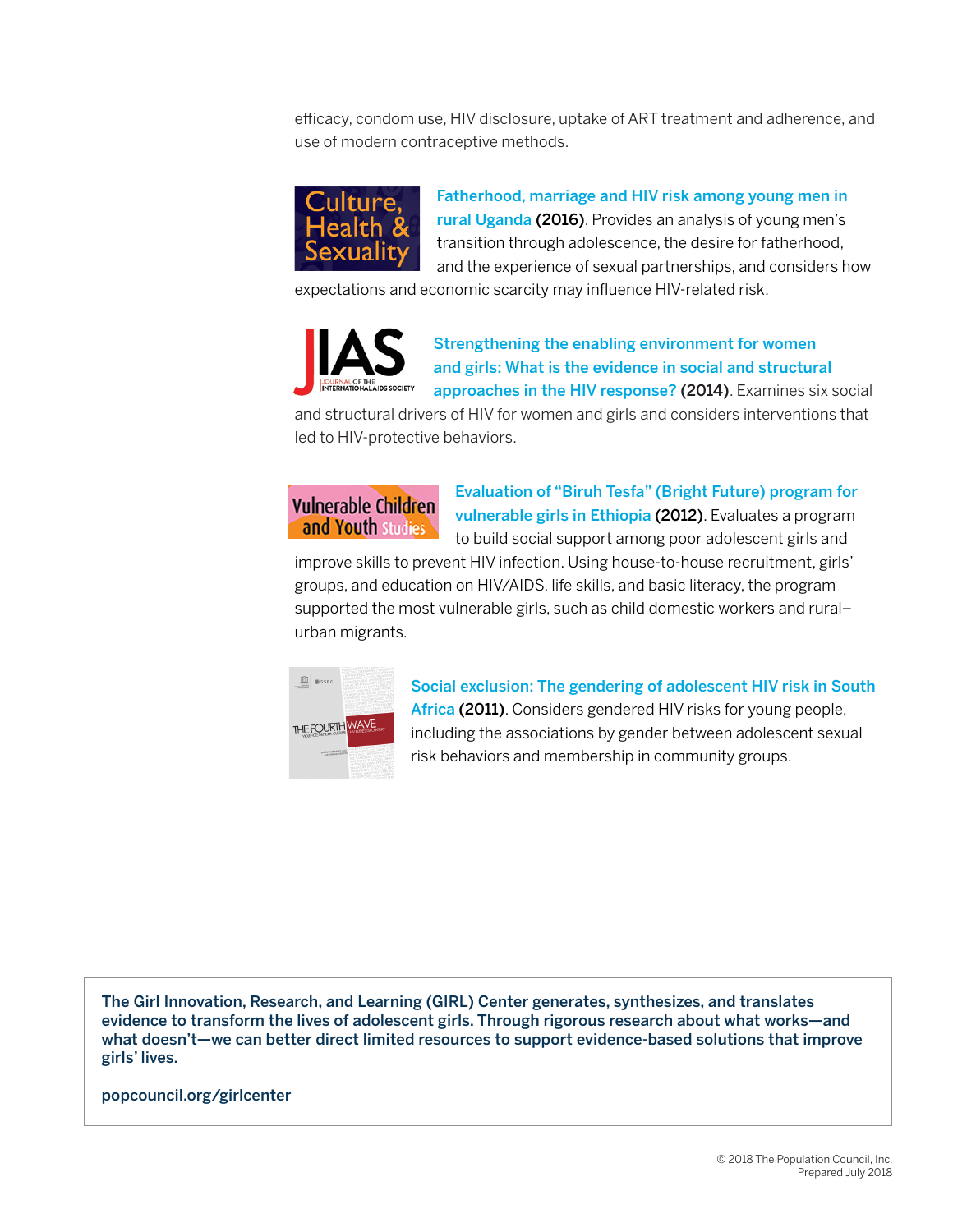efficacy, condom use, HIV disclosure, uptake of ART treatment and adherence, and use of modern contraceptive methods.

**Fatherhood, marriage and HIV risk among young men in rural Uganda (2016)**. Provides an analysis of young men's transition through adolescence, the desire for fatherhood, and the experience of sexual partnerships, and considers how expectations and economic scarcity may influence HIV-related risk.

**Strengthening the enabling environment for women and girls: What is the evidence in social and structural approaches in the HIV response? (2014)**. Examines six social and structural drivers of HIV for women and girls and considers interventions that led to HIV-protective behaviors.

**Evaluation of "Biruh Tesfa" (Bright Future) program for vulnerable girls in Ethiopia (2012)**. Evaluates a program to build social support among poor adolescent girls and improve skills to prevent HIV infection. Using house-to-house recruitment, girls' groups, and education on HIV/AIDS, life skills, and basic literacy, the program supported the most vulnerable girls, such as child domestic workers and rural–urban migrants.

**Social exclusion: The gendering of adolescent HIV risk in South Africa (2011)**. Considers gendered HIV risks for young people, including the associations by gender between adolescent sexual risk behaviors and membership in community groups.

**The Girl Innovation, Research, and Learning (GIRL) Center generates, synthesizes, and translates evidence to transform the lives of adolescent girls. Through rigorous research about what works—and what doesn't—we can better direct limited resources to support evidence-based solutions that improve girls' lives.**

**popcouncil.org/girlcenter**

© 2018 The Population Council, Inc.
Prepared July 2018